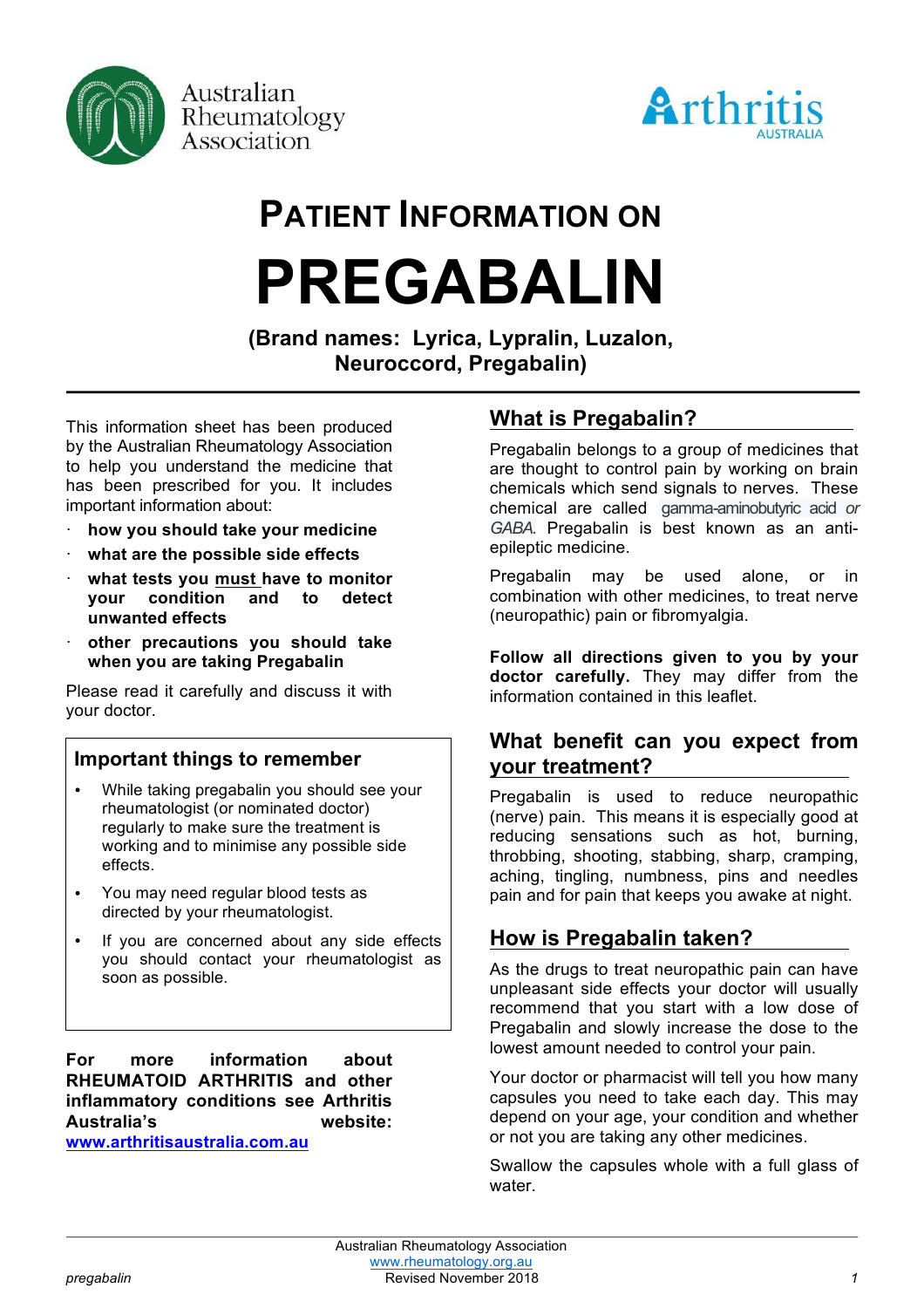Australian Rheumatology Association

Arthritis AUSTRALIA

# PATIENT INFORMATION ON

# PREGABALIN

**(Brand names: Lyrica, Lypralin, Luzalon, Neuroccord, Pregabalin)**

This information sheet has been produced by the Australian Rheumatology Association to help you understand the medicine that has been prescribed for you. It includes important information about:

- **how you should take your medicine**
- **what are the possible side effects**
- **what tests you must have to monitor your condition and to detect unwanted effects**
- **other precautions you should take when you are taking Pregabalin**

Please read it carefully and discuss it with your doctor.

## Important things to remember

- While taking pregabalin you should see your rheumatologist (or nominated doctor) regularly to make sure the treatment is working and to minimise any possible side effects.
- You may need regular blood tests as directed by your rheumatologist.
- If you are concerned about any side effects you should contact your rheumatologist as soon as possible.

**For more information about RHEUMATOID ARTHRITIS and other inflammatory conditions see Arthritis Australia's website: www.arthritisaustralia.com.au**

## What is Pregabalin?

Pregabalin belongs to a group of medicines that are thought to control pain by working on brain chemicals which send signals to nerves. These chemical are called gamma-aminobutyric acid *or GABA*. Pregabalin is best known as an anti-epileptic medicine.

Pregabalin may be used alone, or in combination with other medicines, to treat nerve (neuropathic) pain or fibromyalgia.

**Follow all directions given to you by your doctor carefully.** They may differ from the information contained in this leaflet.

## What benefit can you expect from your treatment?

Pregabalin is used to reduce neuropathic (nerve) pain. This means it is especially good at reducing sensations such as hot, burning, throbbing, shooting, stabbing, sharp, cramping, aching, tingling, numbness, pins and needles pain and for pain that keeps you awake at night.

## How is Pregabalin taken?

As the drugs to treat neuropathic pain can have unpleasant side effects your doctor will usually recommend that you start with a low dose of Pregabalin and slowly increase the dose to the lowest amount needed to control your pain.

Your doctor or pharmacist will tell you how many capsules you need to take each day. This may depend on your age, your condition and whether or not you are taking any other medicines.

Swallow the capsules whole with a full glass of water.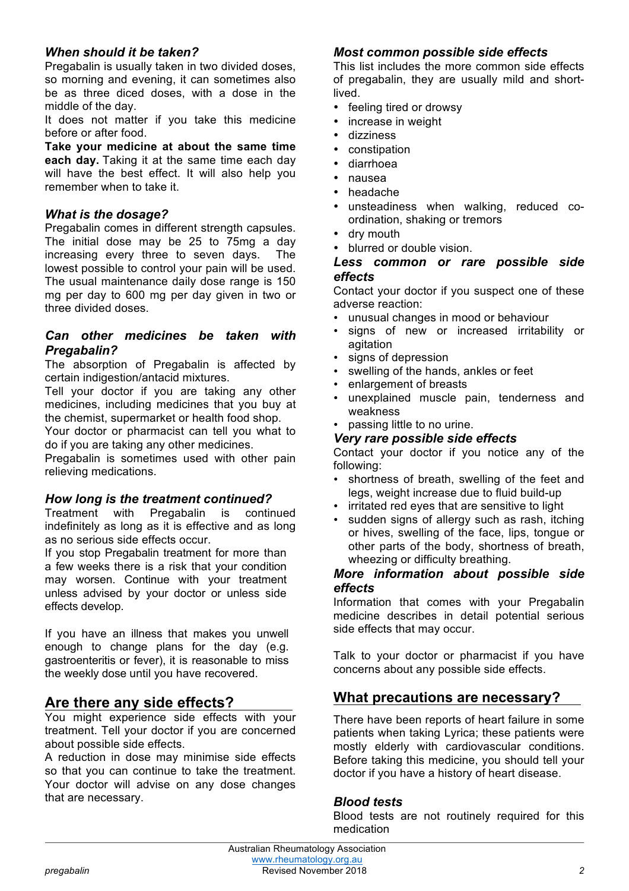### *When should it be taken?*

Pregabalin is usually taken in two divided doses, so morning and evening, it can sometimes also be as three diced doses, with a dose in the middle of the day.

It does not matter if you take this medicine before or after food.

**Take your medicine at about the same time each day.** Taking it at the same time each day will have the best effect. It will also help you remember when to take it.

### *What is the dosage?*

Pregabalin comes in different strength capsules. The initial dose may be 25 to 75mg a day increasing every three to seven days. The lowest possible to control your pain will be used. The usual maintenance daily dose range is 150 mg per day to 600 mg per day given in two or three divided doses.

### *Can other medicines be taken with Pregabalin?*

The absorption of Pregabalin is affected by certain indigestion/antacid mixtures.

Tell your doctor if you are taking any other medicines, including medicines that you buy at the chemist, supermarket or health food shop.

Your doctor or pharmacist can tell you what to do if you are taking any other medicines.

Pregabalin is sometimes used with other pain relieving medications.

### *How long is the treatment continued?*

Treatment with Pregabalin is continued indefinitely as long as it is effective and as long as no serious side effects occur.

If you stop Pregabalin treatment for more than a few weeks there is a risk that your condition may worsen. Continue with your treatment unless advised by your doctor or unless side effects develop.

If you have an illness that makes you unwell enough to change plans for the day (e.g. gastroenteritis or fever), it is reasonable to miss the weekly dose until you have recovered.

## Are there any side effects?

You might experience side effects with your treatment. Tell your doctor if you are concerned about possible side effects.

A reduction in dose may minimise side effects so that you can continue to take the treatment. Your doctor will advise on any dose changes that are necessary.

### *Most common possible side effects*

This list includes the more common side effects of pregabalin, they are usually mild and short-lived.

- feeling tired or drowsy
- increase in weight
- dizziness
- constipation
- diarrhoea
- nausea
- headache
- unsteadiness when walking, reduced co-ordination, shaking or tremors
- dry mouth
- blurred or double vision.

### *Less common or rare possible side effects*

Contact your doctor if you suspect one of these adverse reaction:

- unusual changes in mood or behaviour
- signs of new or increased irritability or agitation
- signs of depression
- swelling of the hands, ankles or feet
- enlargement of breasts
- unexplained muscle pain, tenderness and weakness
- passing little to no urine.

### *Very rare possible side effects*

Contact your doctor if you notice any of the following:

- shortness of breath, swelling of the feet and legs, weight increase due to fluid build-up
- irritated red eyes that are sensitive to light
- sudden signs of allergy such as rash, itching or hives, swelling of the face, lips, tongue or other parts of the body, shortness of breath, wheezing or difficulty breathing.

### *More information about possible side effects*

Information that comes with your Pregabalin medicine describes in detail potential serious side effects that may occur.

Talk to your doctor or pharmacist if you have concerns about any possible side effects.

## What precautions are necessary?

There have been reports of heart failure in some patients when taking Lyrica; these patients were mostly elderly with cardiovascular conditions. Before taking this medicine, you should tell your doctor if you have a history of heart disease.

### *Blood tests*

Blood tests are not routinely required for this medication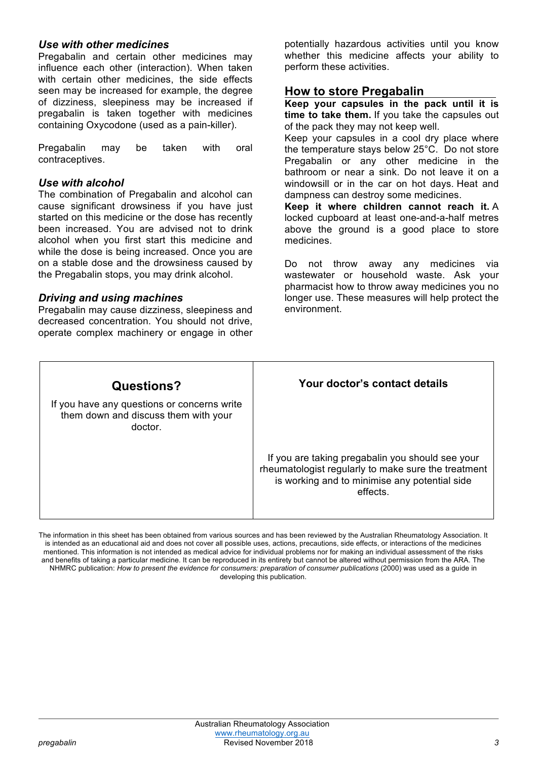### *Use with other medicines*

Pregabalin and certain other medicines may influence each other (interaction). When taken with certain other medicines, the side effects seen may be increased for example, the degree of dizziness, sleepiness may be increased if pregabalin is taken together with medicines containing Oxycodone (used as a pain-killer).

Pregabalin may be taken with oral contraceptives.

### *Use with alcohol*

The combination of Pregabalin and alcohol can cause significant drowsiness if you have just started on this medicine or the dose has recently been increased. You are advised not to drink alcohol when you first start this medicine and while the dose is being increased. Once you are on a stable dose and the drowsiness caused by the Pregabalin stops, you may drink alcohol.

### *Driving and using machines*

Pregabalin may cause dizziness, sleepiness and decreased concentration. You should not drive, operate complex machinery or engage in other potentially hazardous activities until you know whether this medicine affects your ability to perform these activities.

## How to store Pregabalin

**Keep your capsules in the pack until it is time to take them.** If you take the capsules out of the pack they may not keep well.

Keep your capsules in a cool dry place where the temperature stays below 25°C. Do not store Pregabalin or any other medicine in the bathroom or near a sink. Do not leave it on a windowsill or in the car on hot days. Heat and dampness can destroy some medicines.

**Keep it where children cannot reach it.** A locked cupboard at least one-and-a-half metres above the ground is a good place to store medicines.

Do not throw away any medicines via wastewater or household waste. Ask your pharmacist how to throw away medicines you no longer use. These measures will help protect the environment.

| **Questions?** | **Your doctor's contact details** |
| --- | --- |
| If you have any questions or concerns write them down and discuss them with your doctor. | If you are taking pregabalin you should see your rheumatologist regularly to make sure the treatment is working and to minimise any potential side effects. |

The information in this sheet has been obtained from various sources and has been reviewed by the Australian Rheumatology Association. It is intended as an educational aid and does not cover all possible uses, actions, precautions, side effects, or interactions of the medicines mentioned. This information is not intended as medical advice for individual problems nor for making an individual assessment of the risks and benefits of taking a particular medicine. It can be reproduced in its entirety but cannot be altered without permission from the ARA. The NHMRC publication: *How to present the evidence for consumers: preparation of consumer publications* (2000) was used as a guide in developing this publication.